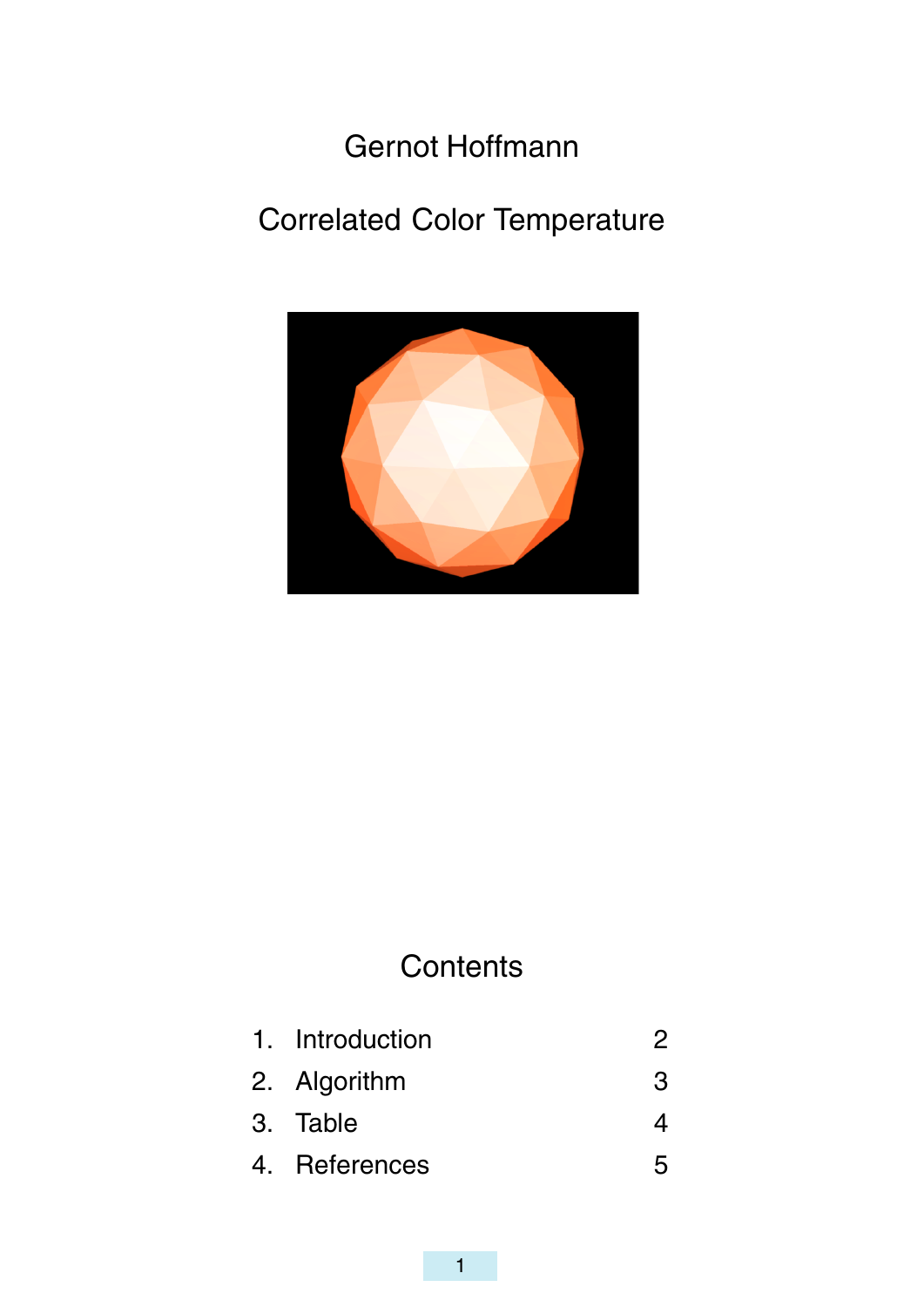Gernot Hoffmann

# Correlated Color Temperature

## Contents

| | | |
|---|---|---|
| 1. | Introduction | 2 |
| 2. | Algorithm | 3 |
| 3. | Table | 4 |
| 4. | References | 5 |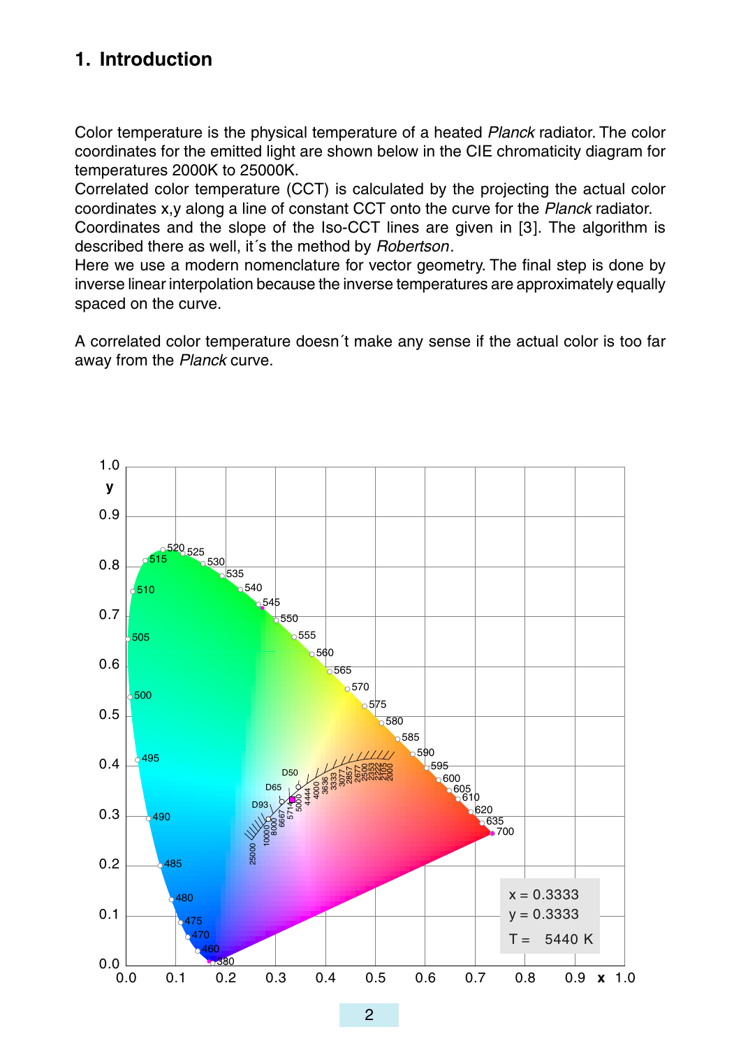# 1. Introduction

Color temperature is the physical temperature of a heated *Planck* radiator. The color coordinates for the emitted light are shown below in the CIE chromaticity diagram for temperatures 2000K to 25000K.
Correlated color temperature (CCT) is calculated by the projecting the actual color coordinates x,y along a line of constant CCT onto the curve for the *Planck* radiator.
Coordinates and the slope of the Iso-CCT lines are given in [3]. The algorithm is described there as well, it´s the method by *Robertson*.
Here we use a modern nomenclature for vector geometry. The final step is done by inverse linear interpolation because the inverse temperatures are approximately equally spaced on the curve.

A correlated color temperature doesn´t make any sense if the actual color is too far away from the *Planck* curve.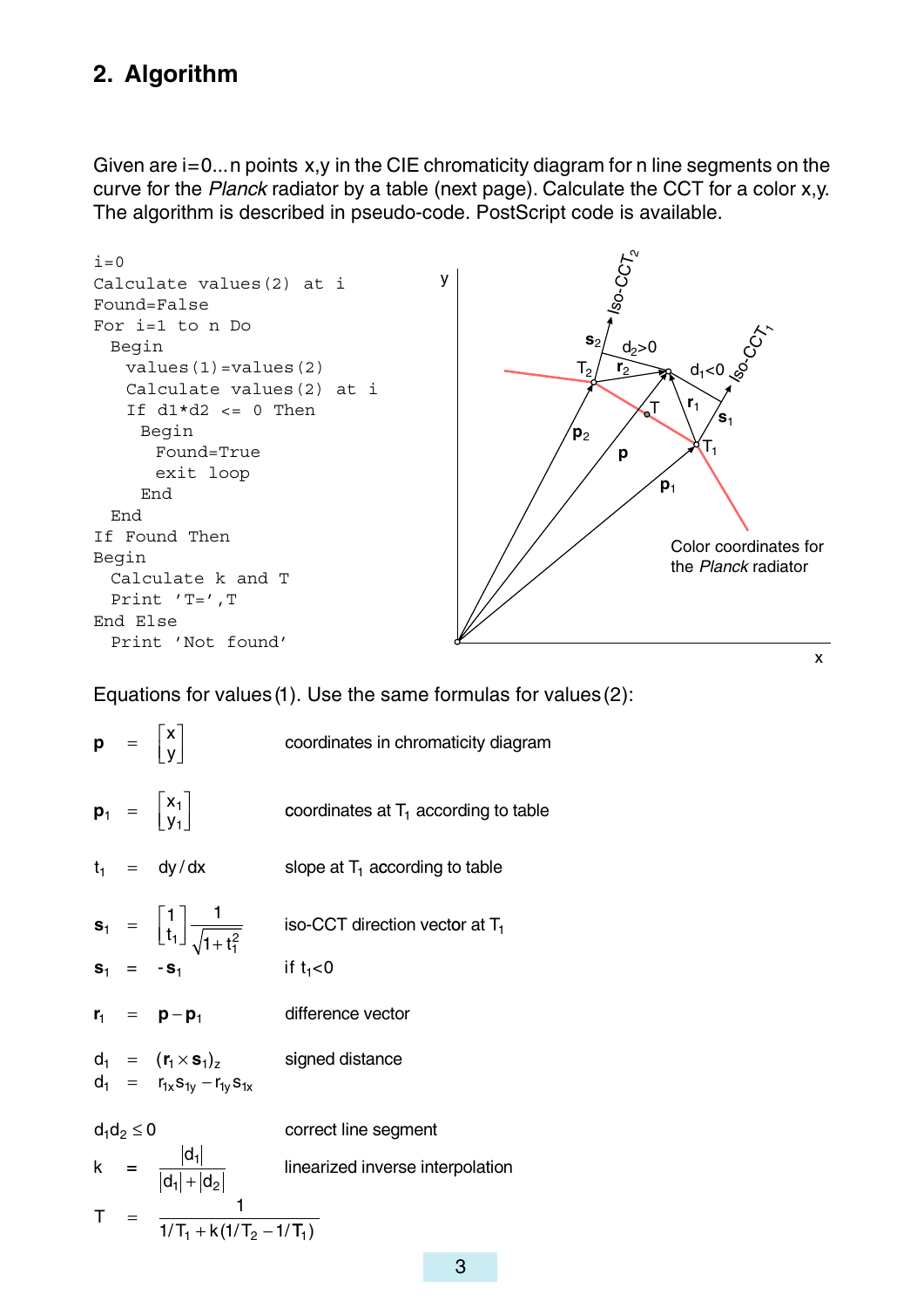## 2. Algorithm

Given are i=0...n points x,y in the CIE chromaticity diagram for n line segments on the curve for the *Planck* radiator by a table (next page). Calculate the CCT for a color x,y. The algorithm is described in pseudo-code. PostScript code is available.

```
i=0
Calculate values(2) at i
Found=False
For i=1 to n Do
  Begin
    values(1)=values(2)
    Calculate values(2) at i
    If d1*d2 <= 0 Then
     Begin
       Found=True
       exit loop
     End
  End
If Found Then
Begin
  Calculate k and T
  Print 'T=',T
End Else
  Print 'Not found'
```

Equations for values (1). Use the same formulas for values (2):

| | | |
|---|---|---|
| $\mathbf{p} = \begin{bmatrix} x \\ y \end{bmatrix}$ | | coordinates in chromaticity diagram |
| $\mathbf{p}_1 = \begin{bmatrix} x_1 \\ y_1 \end{bmatrix}$ | | coordinates at $T_1$ according to table |
| $t_1 = dy/dx$ | | slope at $T_1$ according to table |
| $\mathbf{s}_1 = \begin{bmatrix} 1 \\ t_1 \end{bmatrix} \frac{1}{\sqrt{1+t_1^2}}$ | | iso-CCT direction vector at $T_1$ |
| $\mathbf{s}_1 = -\mathbf{s}_1$ | | if $t_1<0$ |
| $\mathbf{r}_1 = \mathbf{p} - \mathbf{p}_1$ | | difference vector |
| $d_1 = (\mathbf{r}_1 \times \mathbf{s}_1)_z$ | | signed distance |
| $d_1 = r_{1x}s_{1y} - r_{1y}s_{1x}$ | | |
| $d_1 d_2 \le 0$ | | correct line segment |
| $k = \frac{\lvert d_1 \rvert}{\lvert d_1 \rvert + \lvert d_2 \rvert}$ | | linearized inverse interpolation |
| $T = \frac{1}{1/T_1 + k(1/T_2 - 1/T_1)}$ | | |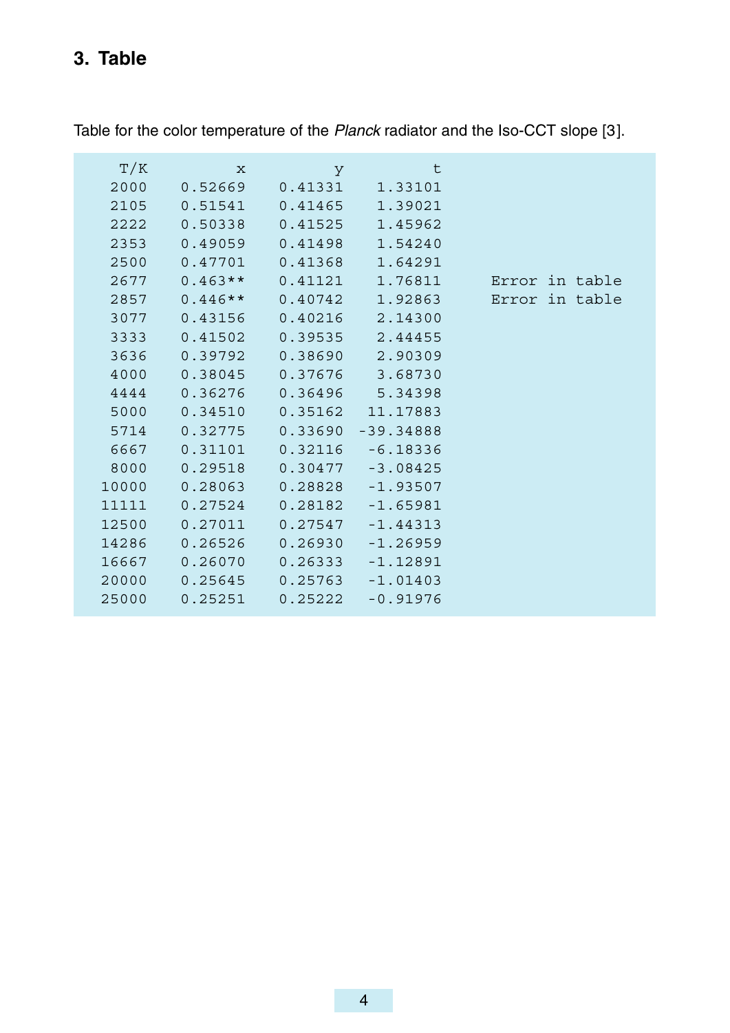## 3. Table

Table for the color temperature of the *Planck* radiator and the Iso-CCT slope [3].

| T/K | x | y | t | |
|---|---|---|---|---|
| 2000 | 0.52669 | 0.41331 | 1.33101 | |
| 2105 | 0.51541 | 0.41465 | 1.39021 | |
| 2222 | 0.50338 | 0.41525 | 1.45962 | |
| 2353 | 0.49059 | 0.41498 | 1.54240 | |
| 2500 | 0.47701 | 0.41368 | 1.64291 | |
| 2677 | 0.463** | 0.41121 | 1.76811 | Error in table |
| 2857 | 0.446** | 0.40742 | 1.92863 | Error in table |
| 3077 | 0.43156 | 0.40216 | 2.14300 | |
| 3333 | 0.41502 | 0.39535 | 2.44455 | |
| 3636 | 0.39792 | 0.38690 | 2.90309 | |
| 4000 | 0.38045 | 0.37676 | 3.68730 | |
| 4444 | 0.36276 | 0.36496 | 5.34398 | |
| 5000 | 0.34510 | 0.35162 | 11.17883 | |
| 5714 | 0.32775 | 0.33690 | -39.34888 | |
| 6667 | 0.31101 | 0.32116 | -6.18336 | |
| 8000 | 0.29518 | 0.30477 | -3.08425 | |
| 10000 | 0.28063 | 0.28828 | -1.93507 | |
| 11111 | 0.27524 | 0.28182 | -1.65981 | |
| 12500 | 0.27011 | 0.27547 | -1.44313 | |
| 14286 | 0.26526 | 0.26930 | -1.26959 | |
| 16667 | 0.26070 | 0.26333 | -1.12891 | |
| 20000 | 0.25645 | 0.25763 | -1.01403 | |
| 25000 | 0.25251 | 0.25222 | -0.91976 | |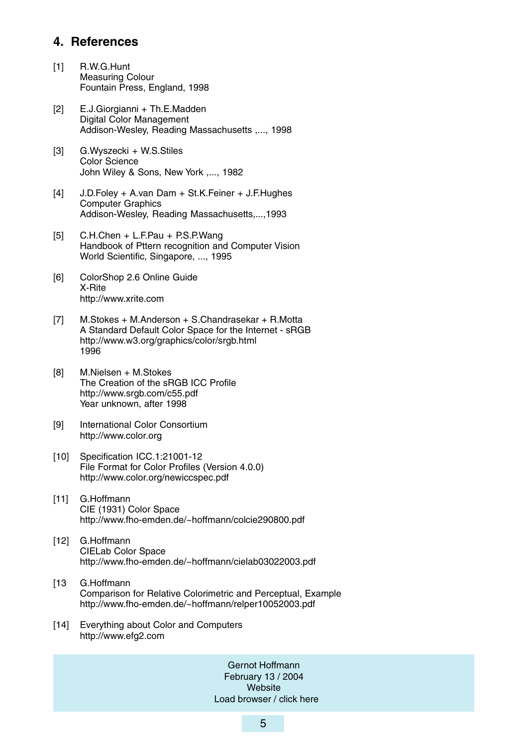## 4. References

[1] R.W.G.Hunt
Measuring Colour
Fountain Press, England, 1998

[2] E.J.Giorgianni + Th.E.Madden
Digital Color Management
Addison-Wesley, Reading Massachusetts ,..., 1998

[3] G.Wyszecki + W.S.Stiles
Color Science
John Wiley & Sons, New York ,..., 1982

[4] J.D.Foley + A.van Dam + St.K.Feiner + J.F.Hughes
Computer Graphics
Addison-Wesley, Reading Massachusetts,...,1993

[5] C.H.Chen + L.F.Pau + P.S.P.Wang
Handbook of Pttern recognition and Computer Vision
World Scientific, Singapore, ..., 1995

[6] ColorShop 2.6 Online Guide
X-Rite
http://www.xrite.com

[7] M.Stokes + M.Anderson + S.Chandrasekar + R.Motta
A Standard Default Color Space for the Internet - sRGB
http://www.w3.org/graphics/color/srgb.html
1996

[8] M.Nielsen + M.Stokes
The Creation of the sRGB ICC Profile
http://www.srgb.com/c55.pdf
Year unknown, after 1998

[9] International Color Consortium
http://www.color.org

[10] Specification ICC.1:21001-12
File Format for Color Profiles (Version 4.0.0)
http://www.color.org/newiccspec.pdf

[11] G.Hoffmann
CIE (1931) Color Space
http://www.fho-emden.de/~hoffmann/colcie290800.pdf

[12] G.Hoffmann
CIELab Color Space
http://www.fho-emden.de/~hoffmann/cielab03022003.pdf

[13 G.Hoffmann
Comparison for Relative Colorimetric and Perceptual, Example
http://www.fho-emden.de/~hoffmann/relper10052003.pdf

[14] Everything about Color and Computers
http://www.efg2.com

Gernot Hoffmann
February 13 / 2004
Website
Load browser / click here